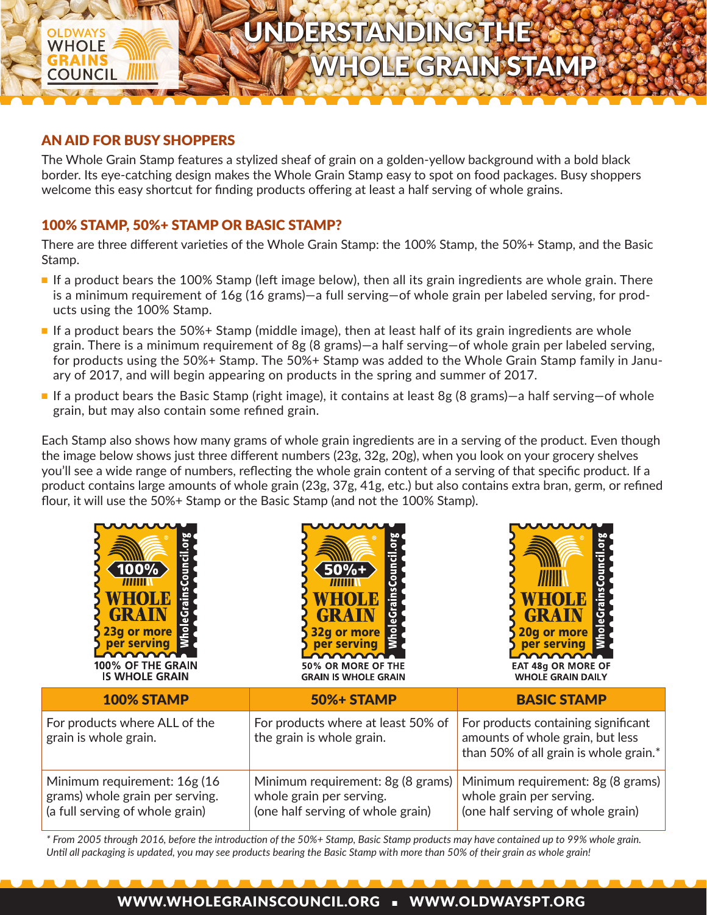# UNDERSTANDING THE WHOLE GRAIN STAMP

## AN AID FOR BUSY SHOPPERS

The Whole Grain Stamp features a stylized sheaf of grain on a golden-yellow background with a bold black border. Its eye-catching design makes the Whole Grain Stamp easy to spot on food packages. Busy shoppers welcome this easy shortcut for finding products offering at least a half serving of whole grains.

## 100% STAMP, 50%+ STAMP OR BASIC STAMP?

There are three different varieties of the Whole Grain Stamp: the 100% Stamp, the 50%+ Stamp, and the Basic Stamp.

- If a product bears the 100% Stamp (left image below), then all its grain ingredients are whole grain. There is a minimum requirement of 16g (16 grams)—a full serving—of whole grain per labeled serving, for products using the 100% Stamp.
- If a product bears the 50%+ Stamp (middle image), then at least half of its grain ingredients are whole grain. There is a minimum requirement of 8g (8 grams)—a half serving—of whole grain per labeled serving, for products using the 50%+ Stamp. The 50%+ Stamp was added to the Whole Grain Stamp family in January of 2017, and will begin appearing on products in the spring and summer of 2017.
- If a product bears the Basic Stamp (right image), it contains at least 8g (8 grams)—a half serving—of whole grain, but may also contain some refined grain.

Each Stamp also shows how many grams of whole grain ingredients are in a serving of the product. Even though the image below shows just three different numbers (23g, 32g, 20g), when you look on your grocery shelves you'll see a wide range of numbers, reflecting the whole grain content of a serving of that specific product. If a product contains large amounts of whole grain (23g, 37g, 41g, etc.) but also contains extra bran, germ, or refined flour, it will use the 50%+ Stamp or the Basic Stamp (and not the 100% Stamp).

| 100% WHOLE GRAIN 23g or more per serving WholeGrainsCouncil.org | 50%+ WHOLE GRAIN 32g or more per serving WholeGrainsCouncil.org | WHOLE GRAIN 20g or more per serving WholeGrainsCouncil.org |
|---|---|---|
| 100% OF THE GRAIN IS WHOLE GRAIN | 50% OR MORE OF THE GRAIN IS WHOLE GRAIN | EAT 48g OR MORE OF WHOLE GRAIN DAILY |

| 100% STAMP | 50%+ STAMP | BASIC STAMP |
|---|---|---|
| For products where ALL of the grain is whole grain. | For products where at least 50% of the grain is whole grain. | For products containing significant amounts of whole grain, but less than 50% of all grain is whole grain.* |
| Minimum requirement: 16g (16 grams) whole grain per serving. (a full serving of whole grain) | Minimum requirement: 8g (8 grams) whole grain per serving. (one half serving of whole grain) | Minimum requirement: 8g (8 grams) whole grain per serving. (one half serving of whole grain) |

*\* From 2005 through 2016, before the introduction of the 50%+ Stamp, Basic Stamp products may have contained up to 99% whole grain. Until all packaging is updated, you may see products bearing the Basic Stamp with more than 50% of their grain as whole grain!*

WWW.WHOLEGRAINSCOUNCIL.ORG ▪ WWW.OLDWAYSPT.ORG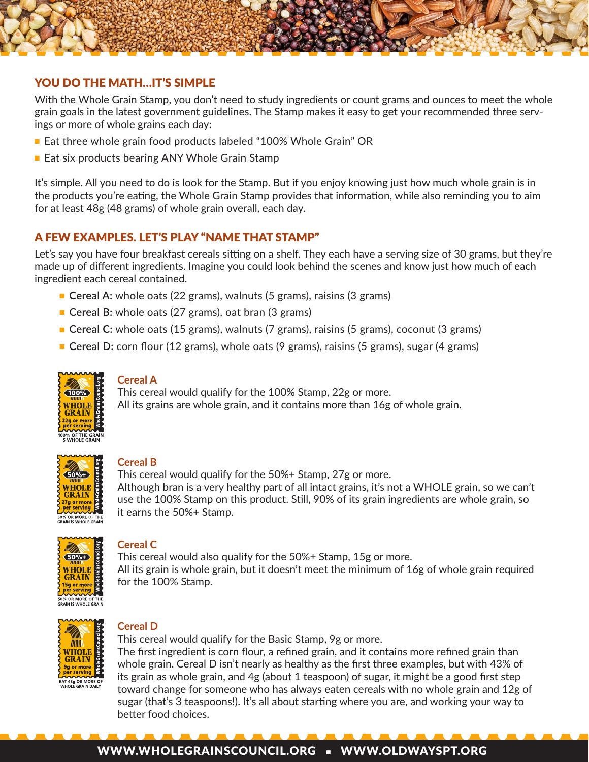## YOU DO THE MATH...IT'S SIMPLE

With the Whole Grain Stamp, you don't need to study ingredients or count grams and ounces to meet the whole grain goals in the latest government guidelines. The Stamp makes it easy to get your recommended three servings or more of whole grains each day:

- Eat three whole grain food products labeled "100% Whole Grain" OR
- Eat six products bearing ANY Whole Grain Stamp

It's simple. All you need to do is look for the Stamp. But if you enjoy knowing just how much whole grain is in the products you're eating, the Whole Grain Stamp provides that information, while also reminding you to aim for at least 48g (48 grams) of whole grain overall, each day.

## A FEW EXAMPLES. LET'S PLAY "NAME THAT STAMP"

Let's say you have four breakfast cereals sitting on a shelf. They each have a serving size of 30 grams, but they're made up of different ingredients. Imagine you could look behind the scenes and know just how much of each ingredient each cereal contained.

- **Cereal A:** whole oats (22 grams), walnuts (5 grams), raisins (3 grams)
- **Cereal B:** whole oats (27 grams), oat bran (3 grams)
- **Cereal C:** whole oats (15 grams), walnuts (7 grams), raisins (5 grams), coconut (3 grams)
- **Cereal D:** corn flour (12 grams), whole oats (9 grams), raisins (5 grams), sugar (4 grams)

100% WHOLE GRAIN 22g or more per serving WholeGrainsCouncil.org
100% OF THE GRAIN IS WHOLE GRAIN

### Cereal A

This cereal would qualify for the 100% Stamp, 22g or more.
All its grains are whole grain, and it contains more than 16g of whole grain.

50%+ WHOLE GRAIN 27g or more per serving WholeGrainsCouncil.org
50% OR MORE OF THE GRAIN IS WHOLE GRAIN

### Cereal B

This cereal would qualify for the 50%+ Stamp, 27g or more.
Although bran is a very healthy part of all intact grains, it's not a WHOLE grain, so we can't use the 100% Stamp on this product. Still, 90% of its grain ingredients are whole grain, so it earns the 50%+ Stamp.

50%+ WHOLE GRAIN 15g or more per serving WholeGrainsCouncil.org
50% OR MORE OF THE GRAIN IS WHOLE GRAIN

### Cereal C

This cereal would also qualify for the 50%+ Stamp, 15g or more.
All its grain is whole grain, but it doesn't meet the minimum of 16g of whole grain required for the 100% Stamp.

WHOLE GRAIN 9g or more per serving WholeGrainsCouncil.org
EAT 48g OR MORE OF WHOLE GRAIN DAILY

### Cereal D

This cereal would qualify for the Basic Stamp, 9g or more.
The first ingredient is corn flour, a refined grain, and it contains more refined grain than whole grain. Cereal D isn't nearly as healthy as the first three examples, but with 43% of its grain as whole grain, and 4g (about 1 teaspoon) of sugar, it might be a good first step toward change for someone who has always eaten cereals with no whole grain and 12g of sugar (that's 3 teaspoons!). It's all about starting where you are, and working your way to better food choices.

WWW.WHOLEGRAINSCOUNCIL.ORG ▪ WWW.OLDWAYSPT.ORG